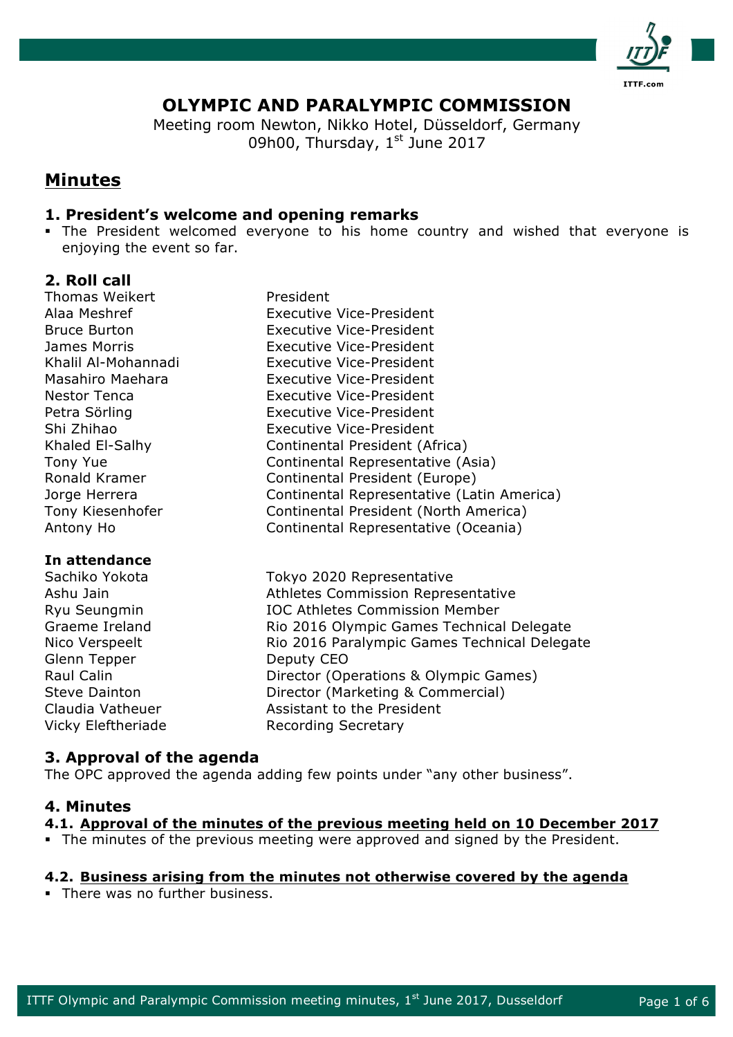# OLYMPIC AND PARALYMPIC COMMISSION

Meeting room Newton, Nikko Hotel, Düsseldorf, Germany
09h00, Thursday, 1st June 2017

## Minutes

### 1. President's welcome and opening remarks

- The President welcomed everyone to his home country and wished that everyone is enjoying the event so far.

### 2. Roll call

| | |
|---|---|
| Thomas Weikert | President |
| Alaa Meshref | Executive Vice-President |
| Bruce Burton | Executive Vice-President |
| James Morris | Executive Vice-President |
| Khalil Al-Mohannadi | Executive Vice-President |
| Masahiro Maehara | Executive Vice-President |
| Nestor Tenca | Executive Vice-President |
| Petra Sörling | Executive Vice-President |
| Shi Zhihao | Executive Vice-President |
| Khaled El-Salhy | Continental President (Africa) |
| Tony Yue | Continental Representative (Asia) |
| Ronald Kramer | Continental President (Europe) |
| Jorge Herrera | Continental Representative (Latin America) |
| Tony Kiesenhofer | Continental President (North America) |
| Antony Ho | Continental Representative (Oceania) |

**In attendance**

| | |
|---|---|
| Sachiko Yokota | Tokyo 2020 Representative |
| Ashu Jain | Athletes Commission Representative |
| Ryu Seungmin | IOC Athletes Commission Member |
| Graeme Ireland | Rio 2016 Olympic Games Technical Delegate |
| Nico Verspeelt | Rio 2016 Paralympic Games Technical Delegate |
| Glenn Tepper | Deputy CEO |
| Raul Calin | Director (Operations & Olympic Games) |
| Steve Dainton | Director (Marketing & Commercial) |
| Claudia Vatheuer | Assistant to the President |
| Vicky Eleftheriade | Recording Secretary |

### 3. Approval of the agenda

The OPC approved the agenda adding few points under "any other business".

### 4. Minutes

#### 4.1. Approval of the minutes of the previous meeting held on 10 December 2017

- The minutes of the previous meeting were approved and signed by the President.

#### 4.2. Business arising from the minutes not otherwise covered by the agenda

- There was no further business.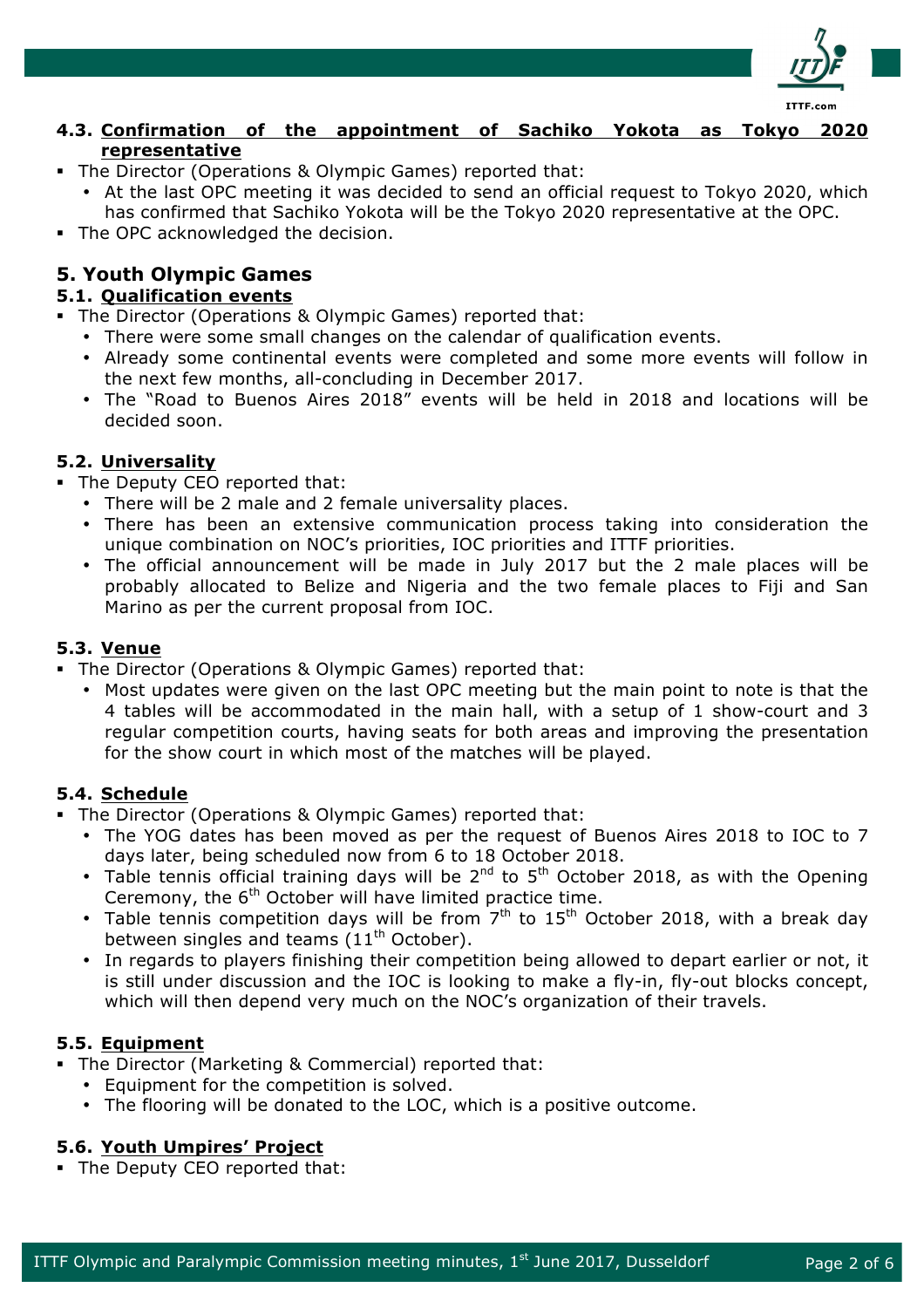### 4.3. Confirmation of the appointment of Sachiko Yokota as Tokyo 2020 representative

- The Director (Operations & Olympic Games) reported that:
  - At the last OPC meeting it was decided to send an official request to Tokyo 2020, which has confirmed that Sachiko Yokota will be the Tokyo 2020 representative at the OPC.
- The OPC acknowledged the decision.

## 5. Youth Olympic Games

### 5.1. Qualification events

- The Director (Operations & Olympic Games) reported that:
  - There were some small changes on the calendar of qualification events.
  - Already some continental events were completed and some more events will follow in the next few months, all-concluding in December 2017.
  - The "Road to Buenos Aires 2018" events will be held in 2018 and locations will be decided soon.

### 5.2. Universality

- The Deputy CEO reported that:
  - There will be 2 male and 2 female universality places.
  - There has been an extensive communication process taking into consideration the unique combination on NOC's priorities, IOC priorities and ITTF priorities.
  - The official announcement will be made in July 2017 but the 2 male places will be probably allocated to Belize and Nigeria and the two female places to Fiji and San Marino as per the current proposal from IOC.

### 5.3. Venue

- The Director (Operations & Olympic Games) reported that:
  - Most updates were given on the last OPC meeting but the main point to note is that the 4 tables will be accommodated in the main hall, with a setup of 1 show-court and 3 regular competition courts, having seats for both areas and improving the presentation for the show court in which most of the matches will be played.

### 5.4. Schedule

- The Director (Operations & Olympic Games) reported that:
  - The YOG dates has been moved as per the request of Buenos Aires 2018 to IOC to 7 days later, being scheduled now from 6 to 18 October 2018.
  - Table tennis official training days will be 2nd to 5th October 2018, as with the Opening Ceremony, the 6th October will have limited practice time.
  - Table tennis competition days will be from 7th to 15th October 2018, with a break day between singles and teams (11th October).
  - In regards to players finishing their competition being allowed to depart earlier or not, it is still under discussion and the IOC is looking to make a fly-in, fly-out blocks concept, which will then depend very much on the NOC's organization of their travels.

### 5.5. Equipment

- The Director (Marketing & Commercial) reported that:
  - Equipment for the competition is solved.
  - The flooring will be donated to the LOC, which is a positive outcome.

### 5.6. Youth Umpires' Project

- The Deputy CEO reported that: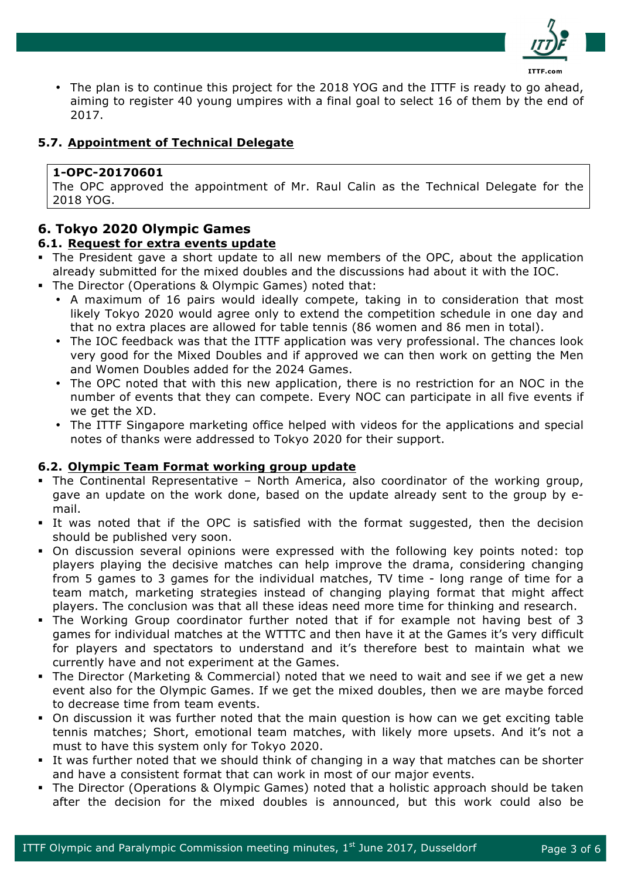- The plan is to continue this project for the 2018 YOG and the ITTF is ready to go ahead, aiming to register 40 young umpires with a final goal to select 16 of them by the end of 2017.

### 5.7. Appointment of Technical Delegate

> **1-OPC-20170601**
> The OPC approved the appointment of Mr. Raul Calin as the Technical Delegate for the 2018 YOG.

## 6. Tokyo 2020 Olympic Games

### 6.1. Request for extra events update

- The President gave a short update to all new members of the OPC, about the application already submitted for the mixed doubles and the discussions had about it with the IOC.
- The Director (Operations & Olympic Games) noted that:
  - A maximum of 16 pairs would ideally compete, taking in to consideration that most likely Tokyo 2020 would agree only to extend the competition schedule in one day and that no extra places are allowed for table tennis (86 women and 86 men in total).
  - The IOC feedback was that the ITTF application was very professional. The chances look very good for the Mixed Doubles and if approved we can then work on getting the Men and Women Doubles added for the 2024 Games.
  - The OPC noted that with this new application, there is no restriction for an NOC in the number of events that they can compete. Every NOC can participate in all five events if we get the XD.
  - The ITTF Singapore marketing office helped with videos for the applications and special notes of thanks were addressed to Tokyo 2020 for their support.

### 6.2. Olympic Team Format working group update

- The Continental Representative – North America, also coordinator of the working group, gave an update on the work done, based on the update already sent to the group by e-mail.
- It was noted that if the OPC is satisfied with the format suggested, then the decision should be published very soon.
- On discussion several opinions were expressed with the following key points noted: top players playing the decisive matches can help improve the drama, considering changing from 5 games to 3 games for the individual matches, TV time - long range of time for a team match, marketing strategies instead of changing playing format that might affect players. The conclusion was that all these ideas need more time for thinking and research.
- The Working Group coordinator further noted that if for example not having best of 3 games for individual matches at the WTTTC and then have it at the Games it's very difficult for players and spectators to understand and it's therefore best to maintain what we currently have and not experiment at the Games.
- The Director (Marketing & Commercial) noted that we need to wait and see if we get a new event also for the Olympic Games. If we get the mixed doubles, then we are maybe forced to decrease time from team events.
- On discussion it was further noted that the main question is how can we get exciting table tennis matches; Short, emotional team matches, with likely more upsets. And it's not a must to have this system only for Tokyo 2020.
- It was further noted that we should think of changing in a way that matches can be shorter and have a consistent format that can work in most of our major events.
- The Director (Operations & Olympic Games) noted that a holistic approach should be taken after the decision for the mixed doubles is announced, but this work could also be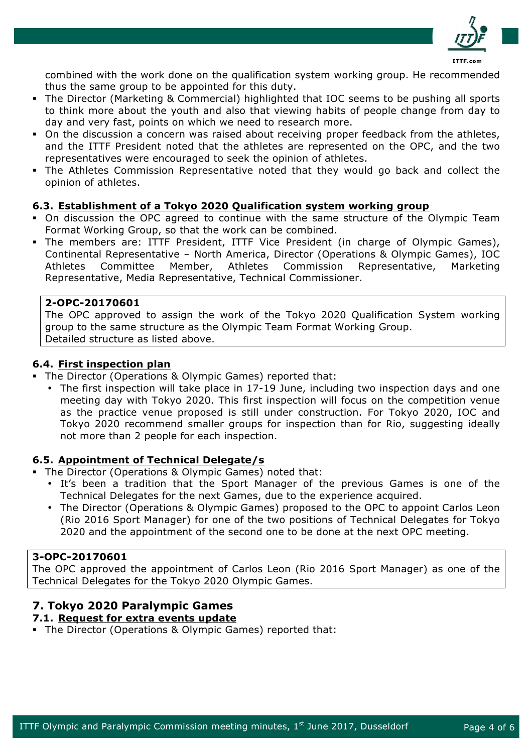combined with the work done on the qualification system working group. He recommended thus the same group to be appointed for this duty.

- The Director (Marketing & Commercial) highlighted that IOC seems to be pushing all sports to think more about the youth and also that viewing habits of people change from day to day and very fast, points on which we need to research more.
- On the discussion a concern was raised about receiving proper feedback from the athletes, and the ITTF President noted that the athletes are represented on the OPC, and the two representatives were encouraged to seek the opinion of athletes.
- The Athletes Commission Representative noted that they would go back and collect the opinion of athletes.

### 6.3. Establishment of a Tokyo 2020 Qualification system working group

- On discussion the OPC agreed to continue with the same structure of the Olympic Team Format Working Group, so that the work can be combined.
- The members are: ITTF President, ITTF Vice President (in charge of Olympic Games), Continental Representative – North America, Director (Operations & Olympic Games), IOC Athletes Committee Member, Athletes Commission Representative, Marketing Representative, Media Representative, Technical Commissioner.

> **2-OPC-20170601**
> The OPC approved to assign the work of the Tokyo 2020 Qualification System working group to the same structure as the Olympic Team Format Working Group.
> Detailed structure as listed above.

### 6.4. First inspection plan

- The Director (Operations & Olympic Games) reported that:
  - The first inspection will take place in 17-19 June, including two inspection days and one meeting day with Tokyo 2020. This first inspection will focus on the competition venue as the practice venue proposed is still under construction. For Tokyo 2020, IOC and Tokyo 2020 recommend smaller groups for inspection than for Rio, suggesting ideally not more than 2 people for each inspection.

### 6.5. Appointment of Technical Delegate/s

- The Director (Operations & Olympic Games) noted that:
  - It's been a tradition that the Sport Manager of the previous Games is one of the Technical Delegates for the next Games, due to the experience acquired.
  - The Director (Operations & Olympic Games) proposed to the OPC to appoint Carlos Leon (Rio 2016 Sport Manager) for one of the two positions of Technical Delegates for Tokyo 2020 and the appointment of the second one to be done at the next OPC meeting.

> **3-OPC-20170601**
> The OPC approved the appointment of Carlos Leon (Rio 2016 Sport Manager) as one of the Technical Delegates for the Tokyo 2020 Olympic Games.

## 7. Tokyo 2020 Paralympic Games

### 7.1. Request for extra events update

- The Director (Operations & Olympic Games) reported that: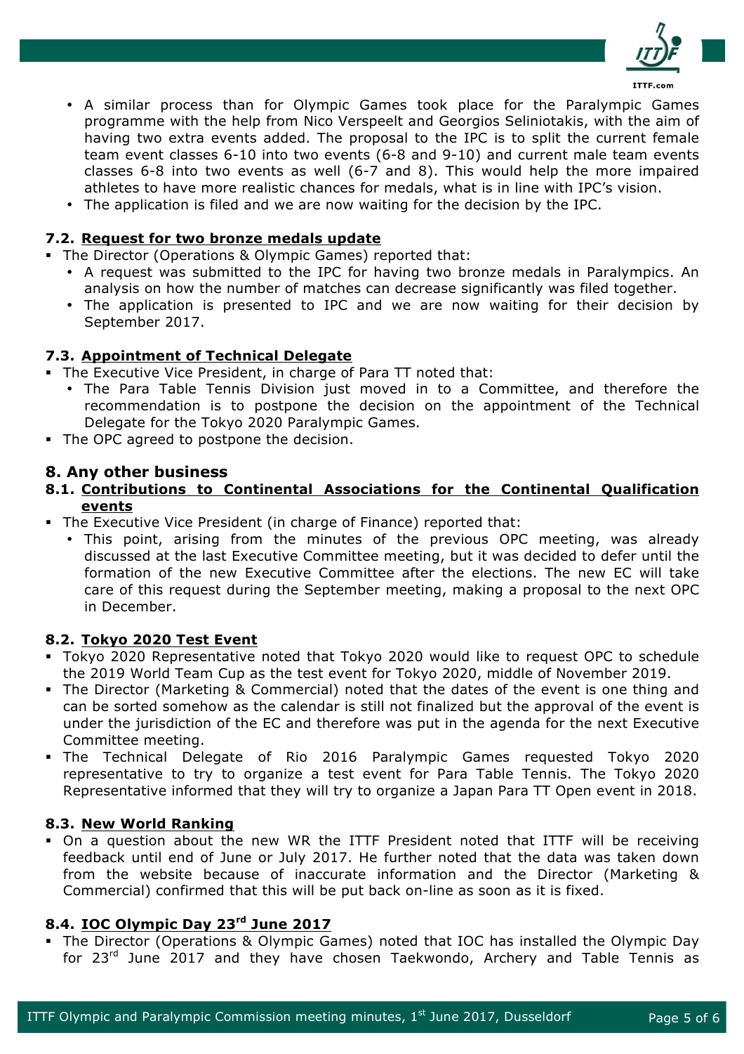- A similar process than for Olympic Games took place for the Paralympic Games programme with the help from Nico Verspeelt and Georgios Seliniotakis, with the aim of having two extra events added. The proposal to the IPC is to split the current female team event classes 6-10 into two events (6-8 and 9-10) and current male team events classes 6-8 into two events as well (6-7 and 8). This would help the more impaired athletes to have more realistic chances for medals, what is in line with IPC's vision.
- The application is filed and we are now waiting for the decision by the IPC.

### 7.2. Request for two bronze medals update

- The Director (Operations & Olympic Games) reported that:
  - A request was submitted to the IPC for having two bronze medals in Paralympics. An analysis on how the number of matches can decrease significantly was filed together.
  - The application is presented to IPC and we are now waiting for their decision by September 2017.

### 7.3. Appointment of Technical Delegate

- The Executive Vice President, in charge of Para TT noted that:
  - The Para Table Tennis Division just moved in to a Committee, and therefore the recommendation is to postpone the decision on the appointment of the Technical Delegate for the Tokyo 2020 Paralympic Games.
- The OPC agreed to postpone the decision.

## 8. Any other business

### 8.1. Contributions to Continental Associations for the Continental Qualification events

- The Executive Vice President (in charge of Finance) reported that:
  - This point, arising from the minutes of the previous OPC meeting, was already discussed at the last Executive Committee meeting, but it was decided to defer until the formation of the new Executive Committee after the elections. The new EC will take care of this request during the September meeting, making a proposal to the next OPC in December.

### 8.2. Tokyo 2020 Test Event

- Tokyo 2020 Representative noted that Tokyo 2020 would like to request OPC to schedule the 2019 World Team Cup as the test event for Tokyo 2020, middle of November 2019.
- The Director (Marketing & Commercial) noted that the dates of the event is one thing and can be sorted somehow as the calendar is still not finalized but the approval of the event is under the jurisdiction of the EC and therefore was put in the agenda for the next Executive Committee meeting.
- The Technical Delegate of Rio 2016 Paralympic Games requested Tokyo 2020 representative to try to organize a test event for Para Table Tennis. The Tokyo 2020 Representative informed that they will try to organize a Japan Para TT Open event in 2018.

### 8.3. New World Ranking

- On a question about the new WR the ITTF President noted that ITTF will be receiving feedback until end of June or July 2017. He further noted that the data was taken down from the website because of inaccurate information and the Director (Marketing & Commercial) confirmed that this will be put back on-line as soon as it is fixed.

### 8.4. IOC Olympic Day 23rd June 2017

- The Director (Operations & Olympic Games) noted that IOC has installed the Olympic Day for 23rd June 2017 and they have chosen Taekwondo, Archery and Table Tennis as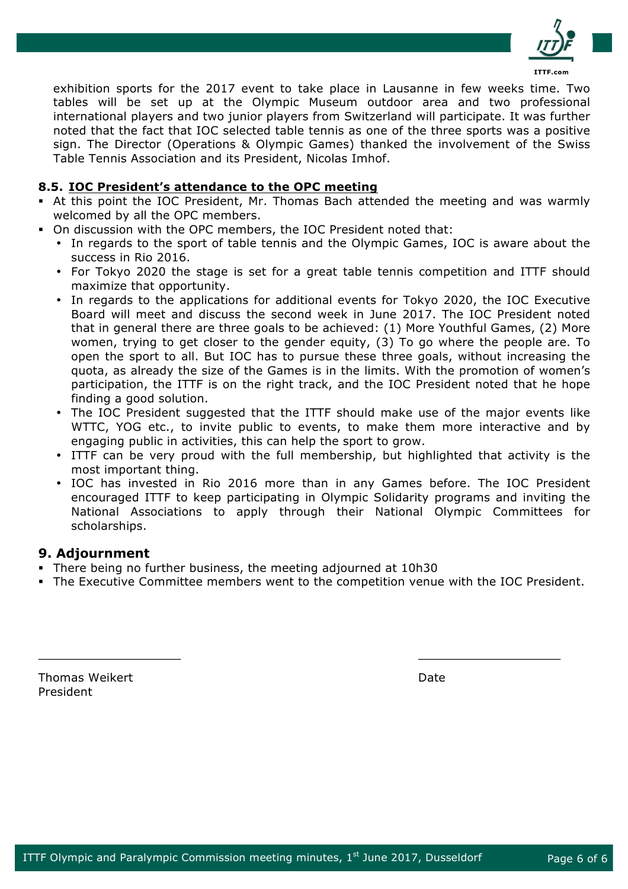exhibition sports for the 2017 event to take place in Lausanne in few weeks time. Two tables will be set up at the Olympic Museum outdoor area and two professional international players and two junior players from Switzerland will participate. It was further noted that the fact that IOC selected table tennis as one of the three sports was a positive sign. The Director (Operations & Olympic Games) thanked the involvement of the Swiss Table Tennis Association and its President, Nicolas Imhof.

### 8.5. IOC President's attendance to the OPC meeting

- At this point the IOC President, Mr. Thomas Bach attended the meeting and was warmly welcomed by all the OPC members.
- On discussion with the OPC members, the IOC President noted that:
  - In regards to the sport of table tennis and the Olympic Games, IOC is aware about the success in Rio 2016.
  - For Tokyo 2020 the stage is set for a great table tennis competition and ITTF should maximize that opportunity.
  - In regards to the applications for additional events for Tokyo 2020, the IOC Executive Board will meet and discuss the second week in June 2017. The IOC President noted that in general there are three goals to be achieved: (1) More Youthful Games, (2) More women, trying to get closer to the gender equity, (3) To go where the people are. To open the sport to all. But IOC has to pursue these three goals, without increasing the quota, as already the size of the Games is in the limits. With the promotion of women's participation, the ITTF is on the right track, and the IOC President noted that he hope finding a good solution.
  - The IOC President suggested that the ITTF should make use of the major events like WTTC, YOG etc., to invite public to events, to make them more interactive and by engaging public in activities, this can help the sport to grow.
  - ITTF can be very proud with the full membership, but highlighted that activity is the most important thing.
  - IOC has invested in Rio 2016 more than in any Games before. The IOC President encouraged ITTF to keep participating in Olympic Solidarity programs and inviting the National Associations to apply through their National Olympic Committees for scholarships.

## 9. Adjournment

- There being no further business, the meeting adjourned at 10h30
- The Executive Committee members went to the competition venue with the IOC President.

Thomas Weikert
President

Date